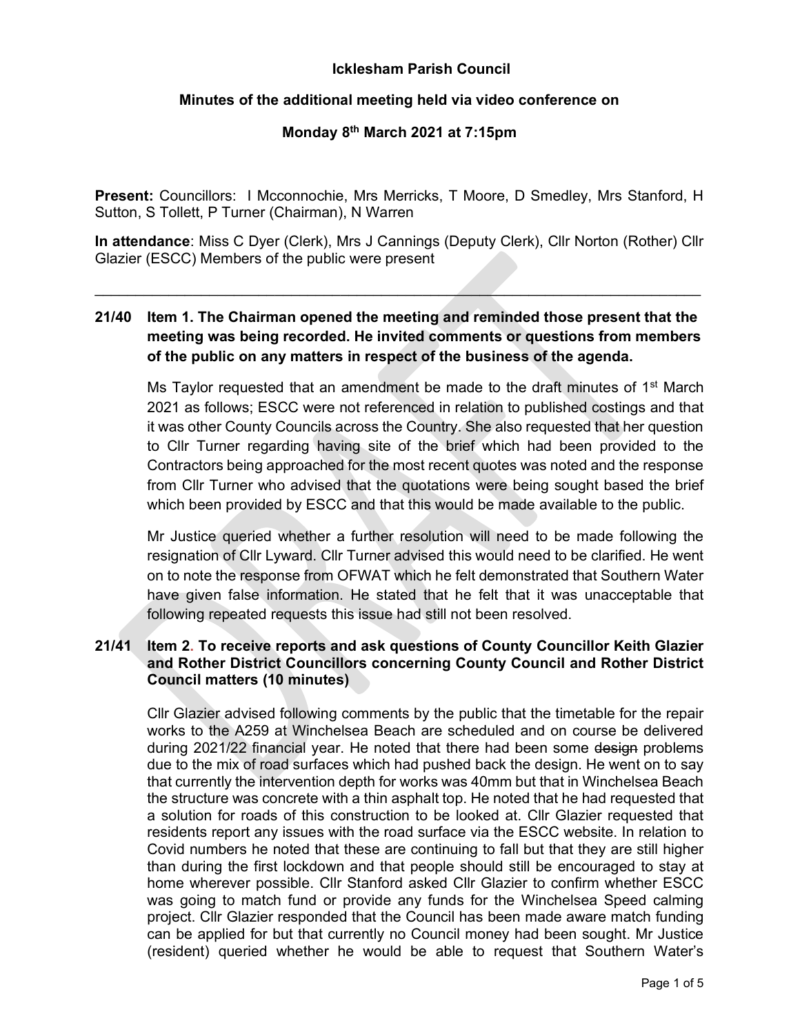**Icklesham Parish Council**

**Minutes of the additional meeting held via video conference on**

**Monday 8th March 2021 at 7:15pm**

**Present:** Councillors: I Mcconnochie, Mrs Merricks, T Moore, D Smedley, Mrs Stanford, H Sutton, S Tollett, P Turner (Chairman), N Warren

**In attendance**: Miss C Dyer (Clerk), Mrs J Cannings (Deputy Clerk), Cllr Norton (Rother) Cllr Glazier (ESCC) Members of the public were present

---

**21/40 Item 1. The Chairman opened the meeting and reminded those present that the meeting was being recorded. He invited comments or questions from members of the public on any matters in respect of the business of the agenda.**

Ms Taylor requested that an amendment be made to the draft minutes of 1st March 2021 as follows; ESCC were not referenced in relation to published costings and that it was other County Councils across the Country. She also requested that her question to Cllr Turner regarding having site of the brief which had been provided to the Contractors being approached for the most recent quotes was noted and the response from Cllr Turner who advised that the quotations were being sought based the brief which been provided by ESCC and that this would be made available to the public.

Mr Justice queried whether a further resolution will need to be made following the resignation of Cllr Lyward. Cllr Turner advised this would need to be clarified. He went on to note the response from OFWAT which he felt demonstrated that Southern Water have given false information. He stated that he felt that it was unacceptable that following repeated requests this issue had still not been resolved.

**21/41 Item 2. To receive reports and ask questions of County Councillor Keith Glazier and Rother District Councillors concerning County Council and Rother District Council matters (10 minutes)**

Cllr Glazier advised following comments by the public that the timetable for the repair works to the A259 at Winchelsea Beach are scheduled and on course be delivered during 2021/22 financial year. He noted that there had been some ~~design~~ problems due to the mix of road surfaces which had pushed back the design. He went on to say that currently the intervention depth for works was 40mm but that in Winchelsea Beach the structure was concrete with a thin asphalt top. He noted that he had requested that a solution for roads of this construction to be looked at. Cllr Glazier requested that residents report any issues with the road surface via the ESCC website. In relation to Covid numbers he noted that these are continuing to fall but that they are still higher than during the first lockdown and that people should still be encouraged to stay at home wherever possible. Cllr Stanford asked Cllr Glazier to confirm whether ESCC was going to match fund or provide any funds for the Winchelsea Speed calming project. Cllr Glazier responded that the Council has been made aware match funding can be applied for but that currently no Council money had been sought. Mr Justice (resident) queried whether he would be able to request that Southern Water's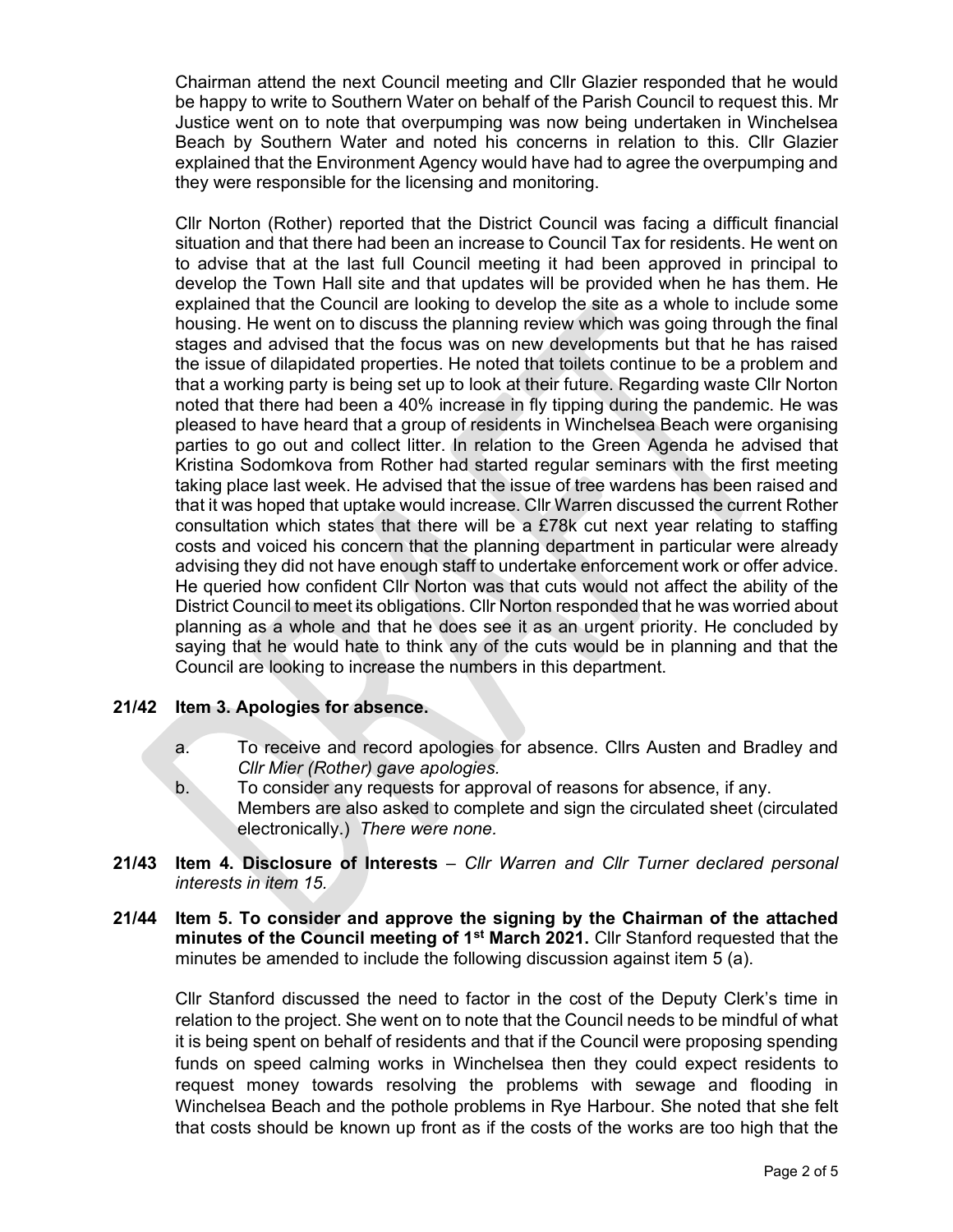Chairman attend the next Council meeting and Cllr Glazier responded that he would be happy to write to Southern Water on behalf of the Parish Council to request this. Mr Justice went on to note that overpumping was now being undertaken in Winchelsea Beach by Southern Water and noted his concerns in relation to this. Cllr Glazier explained that the Environment Agency would have had to agree the overpumping and they were responsible for the licensing and monitoring.

Cllr Norton (Rother) reported that the District Council was facing a difficult financial situation and that there had been an increase to Council Tax for residents. He went on to advise that at the last full Council meeting it had been approved in principal to develop the Town Hall site and that updates will be provided when he has them. He explained that the Council are looking to develop the site as a whole to include some housing. He went on to discuss the planning review which was going through the final stages and advised that the focus was on new developments but that he has raised the issue of dilapidated properties. He noted that toilets continue to be a problem and that a working party is being set up to look at their future. Regarding waste Cllr Norton noted that there had been a 40% increase in fly tipping during the pandemic. He was pleased to have heard that a group of residents in Winchelsea Beach were organising parties to go out and collect litter. In relation to the Green Agenda he advised that Kristina Sodomkova from Rother had started regular seminars with the first meeting taking place last week. He advised that the issue of tree wardens has been raised and that it was hoped that uptake would increase. Cllr Warren discussed the current Rother consultation which states that there will be a £78k cut next year relating to staffing costs and voiced his concern that the planning department in particular were already advising they did not have enough staff to undertake enforcement work or offer advice. He queried how confident Cllr Norton was that cuts would not affect the ability of the District Council to meet its obligations. Cllr Norton responded that he was worried about planning as a whole and that he does see it as an urgent priority. He concluded by saying that he would hate to think any of the cuts would be in planning and that the Council are looking to increase the numbers in this department.

**21/42 Item 3. Apologies for absence.**

a. To receive and record apologies for absence. Cllrs Austen and Bradley and *Cllr Mier (Rother) gave apologies.*

b. To consider any requests for approval of reasons for absence, if any. Members are also asked to complete and sign the circulated sheet (circulated electronically.) *There were none.*

**21/43 Item 4. Disclosure of Interests** – *Cllr Warren and Cllr Turner declared personal interests in item 15.*

**21/44 Item 5. To consider and approve the signing by the Chairman of the attached minutes of the Council meeting of 1st March 2021.** Cllr Stanford requested that the minutes be amended to include the following discussion against item 5 (a).

Cllr Stanford discussed the need to factor in the cost of the Deputy Clerk's time in relation to the project. She went on to note that the Council needs to be mindful of what it is being spent on behalf of residents and that if the Council were proposing spending funds on speed calming works in Winchelsea then they could expect residents to request money towards resolving the problems with sewage and flooding in Winchelsea Beach and the pothole problems in Rye Harbour. She noted that she felt that costs should be known up front as if the costs of the works are too high that the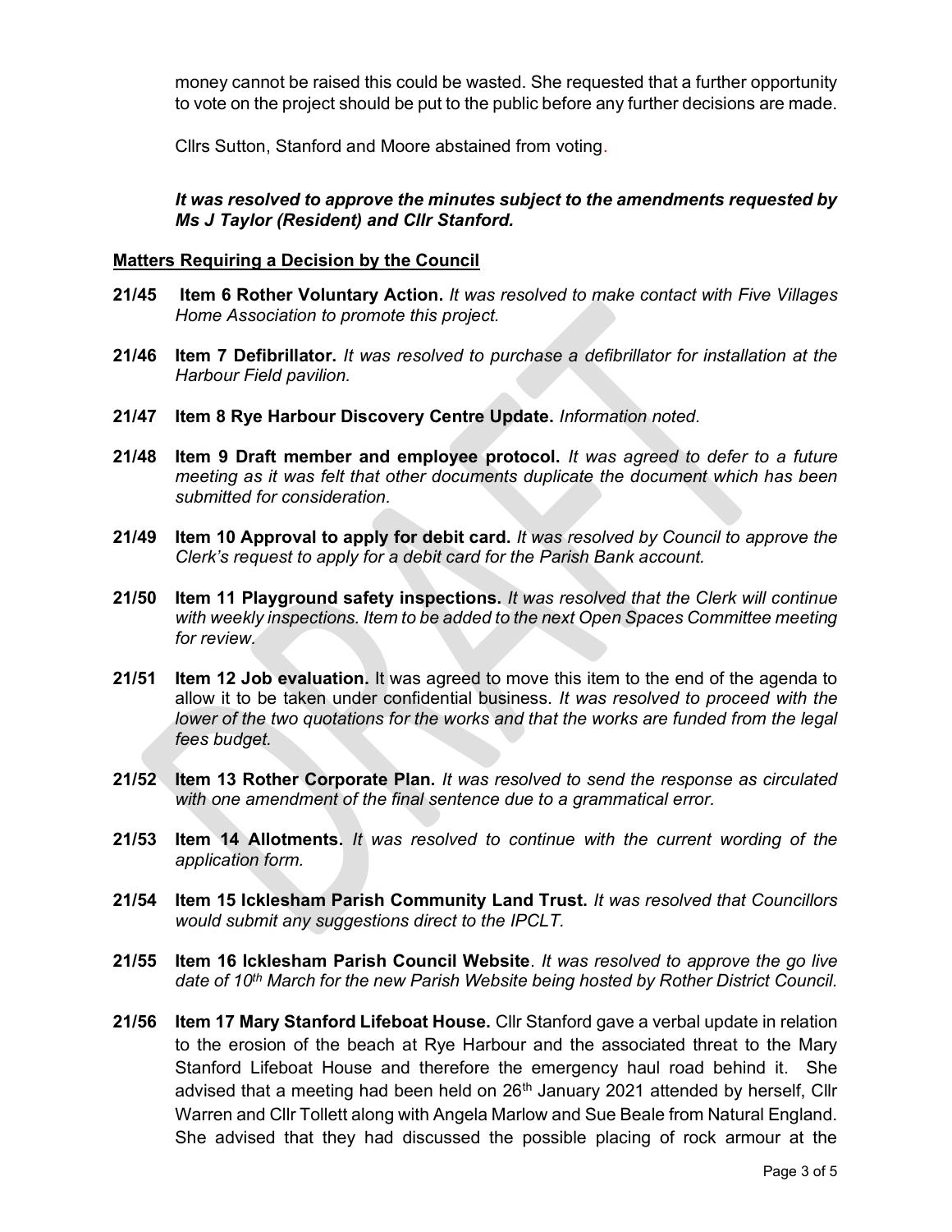money cannot be raised this could be wasted. She requested that a further opportunity to vote on the project should be put to the public before any further decisions are made.

Cllrs Sutton, Stanford and Moore abstained from voting.

***It was resolved to approve the minutes subject to the amendments requested by Ms J Taylor (Resident) and Cllr Stanford.***

**Matters Requiring a Decision by the Council**

**21/45 Item 6 Rother Voluntary Action.** *It was resolved to make contact with Five Villages Home Association to promote this project.*

**21/46 Item 7 Defibrillator.** *It was resolved to purchase a defibrillator for installation at the Harbour Field pavilion.*

**21/47 Item 8 Rye Harbour Discovery Centre Update.** *Information noted.*

**21/48 Item 9 Draft member and employee protocol.** *It was agreed to defer to a future meeting as it was felt that other documents duplicate the document which has been submitted for consideration.*

**21/49 Item 10 Approval to apply for debit card.** *It was resolved by Council to approve the Clerk's request to apply for a debit card for the Parish Bank account.*

**21/50 Item 11 Playground safety inspections.** *It was resolved that the Clerk will continue with weekly inspections. Item to be added to the next Open Spaces Committee meeting for review.*

**21/51 Item 12 Job evaluation.** It was agreed to move this item to the end of the agenda to allow it to be taken under confidential business. *It was resolved to proceed with the lower of the two quotations for the works and that the works are funded from the legal fees budget.*

**21/52 Item 13 Rother Corporate Plan.** *It was resolved to send the response as circulated with one amendment of the final sentence due to a grammatical error.*

**21/53 Item 14 Allotments.** *It was resolved to continue with the current wording of the application form.*

**21/54 Item 15 Icklesham Parish Community Land Trust.** *It was resolved that Councillors would submit any suggestions direct to the IPCLT.*

**21/55 Item 16 Icklesham Parish Council Website**. *It was resolved to approve the go live date of 10th March for the new Parish Website being hosted by Rother District Council.*

**21/56 Item 17 Mary Stanford Lifeboat House.** Cllr Stanford gave a verbal update in relation to the erosion of the beach at Rye Harbour and the associated threat to the Mary Stanford Lifeboat House and therefore the emergency haul road behind it. She advised that a meeting had been held on 26th January 2021 attended by herself, Cllr Warren and Cllr Tollett along with Angela Marlow and Sue Beale from Natural England. She advised that they had discussed the possible placing of rock armour at the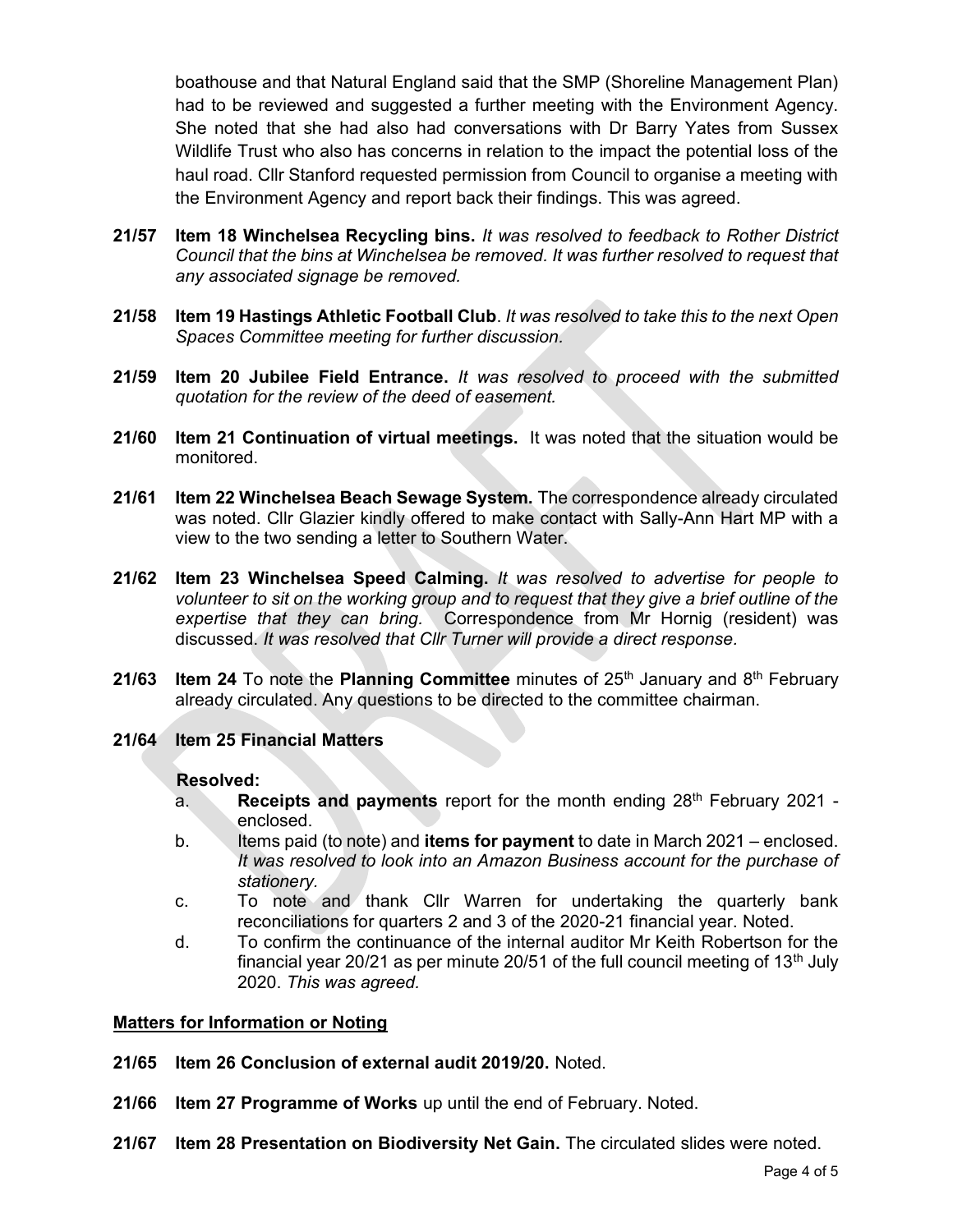boathouse and that Natural England said that the SMP (Shoreline Management Plan) had to be reviewed and suggested a further meeting with the Environment Agency. She noted that she had also had conversations with Dr Barry Yates from Sussex Wildlife Trust who also has concerns in relation to the impact the potential loss of the haul road. Cllr Stanford requested permission from Council to organise a meeting with the Environment Agency and report back their findings. This was agreed.

**21/57 Item 18 Winchelsea Recycling bins.** *It was resolved to feedback to Rother District Council that the bins at Winchelsea be removed. It was further resolved to request that any associated signage be removed.*

**21/58 Item 19 Hastings Athletic Football Club**. *It was resolved to take this to the next Open Spaces Committee meeting for further discussion.*

**21/59 Item 20 Jubilee Field Entrance.** *It was resolved to proceed with the submitted quotation for the review of the deed of easement.*

**21/60 Item 21 Continuation of virtual meetings.** It was noted that the situation would be monitored.

**21/61 Item 22 Winchelsea Beach Sewage System.** The correspondence already circulated was noted. Cllr Glazier kindly offered to make contact with Sally-Ann Hart MP with a view to the two sending a letter to Southern Water.

**21/62 Item 23 Winchelsea Speed Calming.** *It was resolved to advertise for people to volunteer to sit on the working group and to request that they give a brief outline of the expertise that they can bring.* Correspondence from Mr Hornig (resident) was discussed. *It was resolved that Cllr Turner will provide a direct response.*

**21/63 Item 24** To note the **Planning Committee** minutes of 25th January and 8th February already circulated. Any questions to be directed to the committee chairman.

**21/64 Item 25 Financial Matters**

**Resolved:**

a. **Receipts and payments** report for the month ending 28th February 2021 - enclosed.

b. Items paid (to note) and **items for payment** to date in March 2021 – enclosed. *It was resolved to look into an Amazon Business account for the purchase of stationery.*

c. To note and thank Cllr Warren for undertaking the quarterly bank reconciliations for quarters 2 and 3 of the 2020-21 financial year. Noted.

d. To confirm the continuance of the internal auditor Mr Keith Robertson for the financial year 20/21 as per minute 20/51 of the full council meeting of 13th July 2020. *This was agreed.*

**Matters for Information or Noting**

**21/65 Item 26 Conclusion of external audit 2019/20.** Noted.

**21/66 Item 27 Programme of Works** up until the end of February. Noted.

**21/67 Item 28 Presentation on Biodiversity Net Gain.** The circulated slides were noted.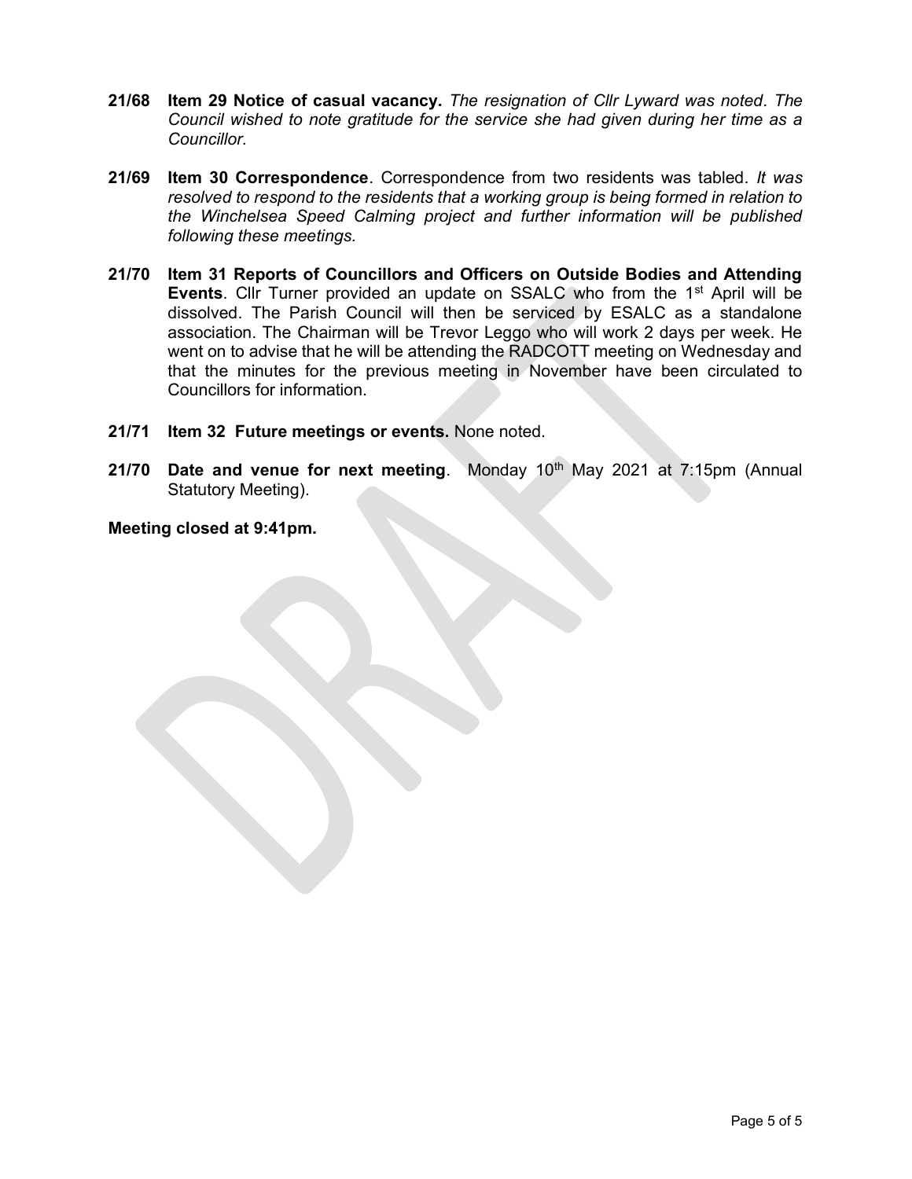**21/68 Item 29 Notice of casual vacancy.** *The resignation of Cllr Lyward was noted. The Council wished to note gratitude for the service she had given during her time as a Councillor.*

**21/69 Item 30 Correspondence**. Correspondence from two residents was tabled. *It was resolved to respond to the residents that a working group is being formed in relation to the Winchelsea Speed Calming project and further information will be published following these meetings.*

**21/70 Item 31 Reports of Councillors and Officers on Outside Bodies and Attending Events**. Cllr Turner provided an update on SSALC who from the 1st April will be dissolved. The Parish Council will then be serviced by ESALC as a standalone association. The Chairman will be Trevor Leggo who will work 2 days per week. He went on to advise that he will be attending the RADCOTT meeting on Wednesday and that the minutes for the previous meeting in November have been circulated to Councillors for information.

**21/71 Item 32 Future meetings or events.** None noted.

**21/70 Date and venue for next meeting**. Monday 10th May 2021 at 7:15pm (Annual Statutory Meeting).

**Meeting closed at 9:41pm.**